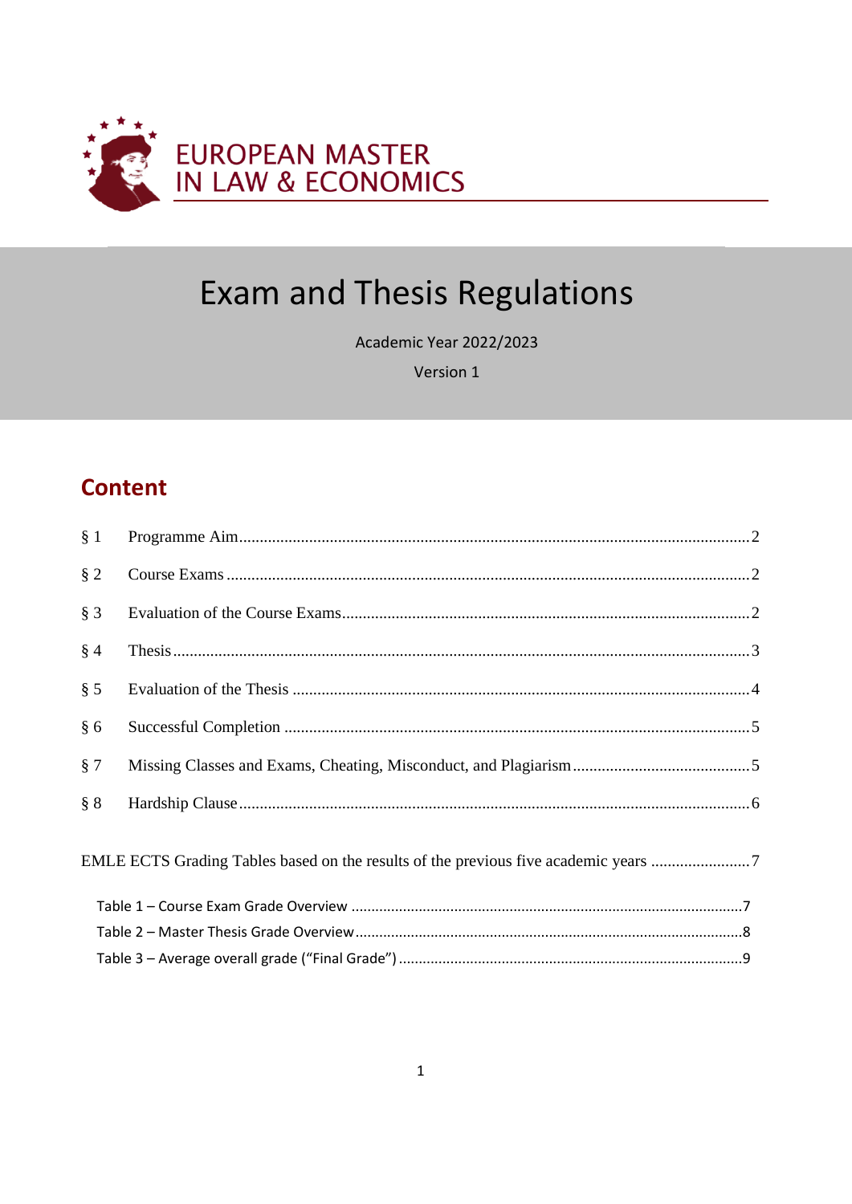EUROPEAN MASTER
IN LAW & ECONOMICS

# Exam and Thesis Regulations

Academic Year 2022/2023

Version 1

## Content

§ 1 Programme Aim ........ 2

§ 2 Course Exams ........ 2

§ 3 Evaluation of the Course Exams ........ 2

§ 4 Thesis ........ 3

§ 5 Evaluation of the Thesis ........ 4

§ 6 Successful Completion ........ 5

§ 7 Missing Classes and Exams, Cheating, Misconduct, and Plagiarism ........ 5

§ 8 Hardship Clause ........ 6

EMLE ECTS Grading Tables based on the results of the previous five academic years ........ 7

- Table 1 – Course Exam Grade Overview ........ 7
- Table 2 – Master Thesis Grade Overview ........ 8
- Table 3 – Average overall grade ("Final Grade") ........ 9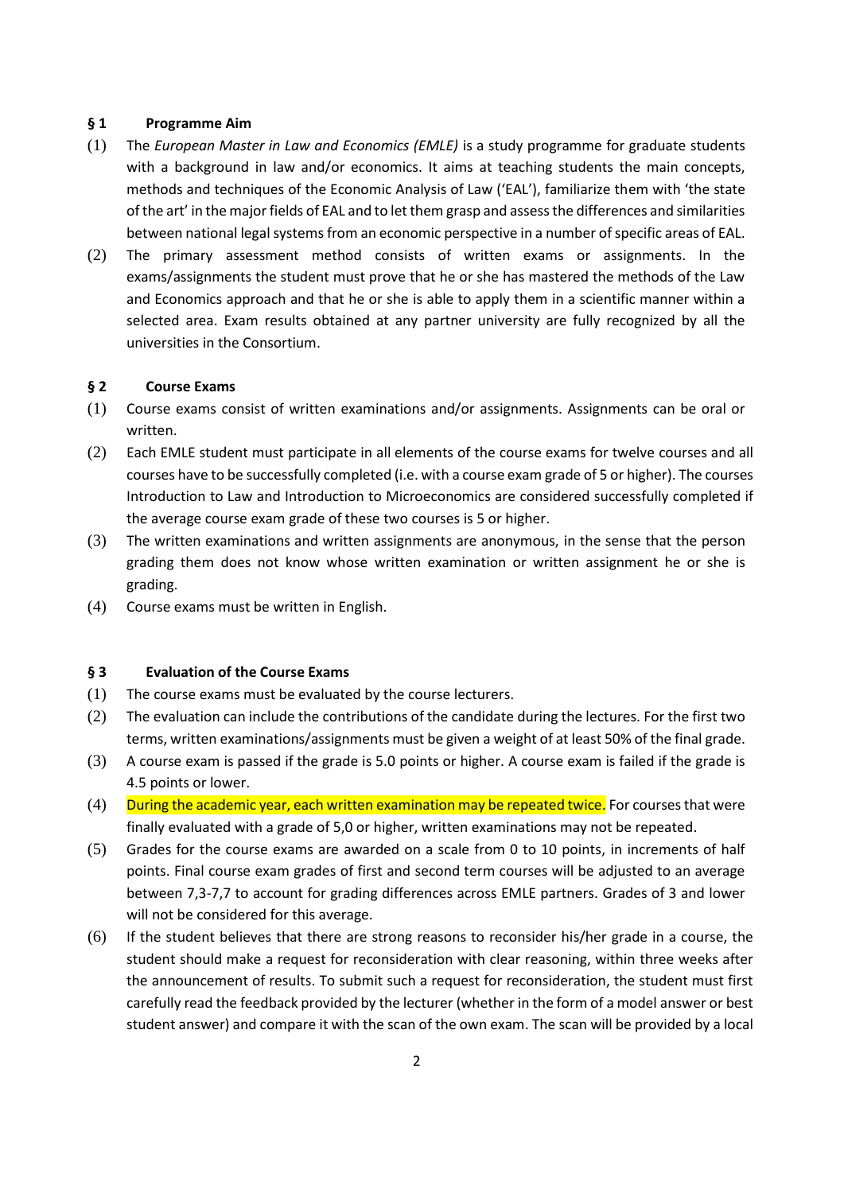### § 1 Programme Aim

(1) The *European Master in Law and Economics (EMLE)* is a study programme for graduate students with a background in law and/or economics. It aims at teaching students the main concepts, methods and techniques of the Economic Analysis of Law ('EAL'), familiarize them with 'the state of the art' in the major fields of EAL and to let them grasp and assess the differences and similarities between national legal systems from an economic perspective in a number of specific areas of EAL.

(2) The primary assessment method consists of written exams or assignments. In the exams/assignments the student must prove that he or she has mastered the methods of the Law and Economics approach and that he or she is able to apply them in a scientific manner within a selected area. Exam results obtained at any partner university are fully recognized by all the universities in the Consortium.

### § 2 Course Exams

(1) Course exams consist of written examinations and/or assignments. Assignments can be oral or written.

(2) Each EMLE student must participate in all elements of the course exams for twelve courses and all courses have to be successfully completed (i.e. with a course exam grade of 5 or higher). The courses Introduction to Law and Introduction to Microeconomics are considered successfully completed if the average course exam grade of these two courses is 5 or higher.

(3) The written examinations and written assignments are anonymous, in the sense that the person grading them does not know whose written examination or written assignment he or she is grading.

(4) Course exams must be written in English.

### § 3 Evaluation of the Course Exams

(1) The course exams must be evaluated by the course lecturers.

(2) The evaluation can include the contributions of the candidate during the lectures. For the first two terms, written examinations/assignments must be given a weight of at least 50% of the final grade.

(3) A course exam is passed if the grade is 5.0 points or higher. A course exam is failed if the grade is 4.5 points or lower.

(4) During the academic year, each written examination may be repeated twice. For courses that were finally evaluated with a grade of 5,0 or higher, written examinations may not be repeated.

(5) Grades for the course exams are awarded on a scale from 0 to 10 points, in increments of half points. Final course exam grades of first and second term courses will be adjusted to an average between 7,3-7,7 to account for grading differences across EMLE partners. Grades of 3 and lower will not be considered for this average.

(6) If the student believes that there are strong reasons to reconsider his/her grade in a course, the student should make a request for reconsideration with clear reasoning, within three weeks after the announcement of results. To submit such a request for reconsideration, the student must first carefully read the feedback provided by the lecturer (whether in the form of a model answer or best student answer) and compare it with the scan of the own exam. The scan will be provided by a local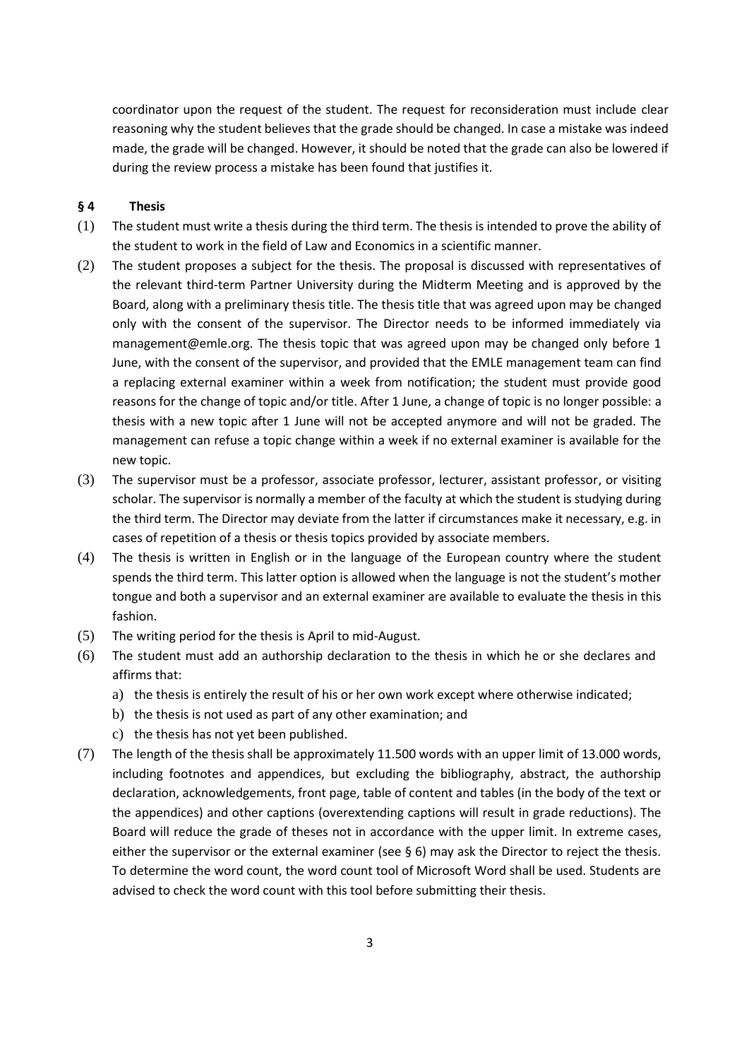coordinator upon the request of the student. The request for reconsideration must include clear reasoning why the student believes that the grade should be changed. In case a mistake was indeed made, the grade will be changed. However, it should be noted that the grade can also be lowered if during the review process a mistake has been found that justifies it.

### § 4 Thesis

(1) The student must write a thesis during the third term. The thesis is intended to prove the ability of the student to work in the field of Law and Economics in a scientific manner.

(2) The student proposes a subject for the thesis. The proposal is discussed with representatives of the relevant third-term Partner University during the Midterm Meeting and is approved by the Board, along with a preliminary thesis title. The thesis title that was agreed upon may be changed only with the consent of the supervisor. The Director needs to be informed immediately via management@emle.org. The thesis topic that was agreed upon may be changed only before 1 June, with the consent of the supervisor, and provided that the EMLE management team can find a replacing external examiner within a week from notification; the student must provide good reasons for the change of topic and/or title. After 1 June, a change of topic is no longer possible: a thesis with a new topic after 1 June will not be accepted anymore and will not be graded. The management can refuse a topic change within a week if no external examiner is available for the new topic.

(3) The supervisor must be a professor, associate professor, lecturer, assistant professor, or visiting scholar. The supervisor is normally a member of the faculty at which the student is studying during the third term. The Director may deviate from the latter if circumstances make it necessary, e.g. in cases of repetition of a thesis or thesis topics provided by associate members.

(4) The thesis is written in English or in the language of the European country where the student spends the third term. This latter option is allowed when the language is not the student's mother tongue and both a supervisor and an external examiner are available to evaluate the thesis in this fashion.

(5) The writing period for the thesis is April to mid-August.

(6) The student must add an authorship declaration to the thesis in which he or she declares and affirms that:
   a) the thesis is entirely the result of his or her own work except where otherwise indicated;
   b) the thesis is not used as part of any other examination; and
   c) the thesis has not yet been published.

(7) The length of the thesis shall be approximately 11.500 words with an upper limit of 13.000 words, including footnotes and appendices, but excluding the bibliography, abstract, the authorship declaration, acknowledgements, front page, table of content and tables (in the body of the text or the appendices) and other captions (overextending captions will result in grade reductions). The Board will reduce the grade of theses not in accordance with the upper limit. In extreme cases, either the supervisor or the external examiner (see § 6) may ask the Director to reject the thesis. To determine the word count, the word count tool of Microsoft Word shall be used. Students are advised to check the word count with this tool before submitting their thesis.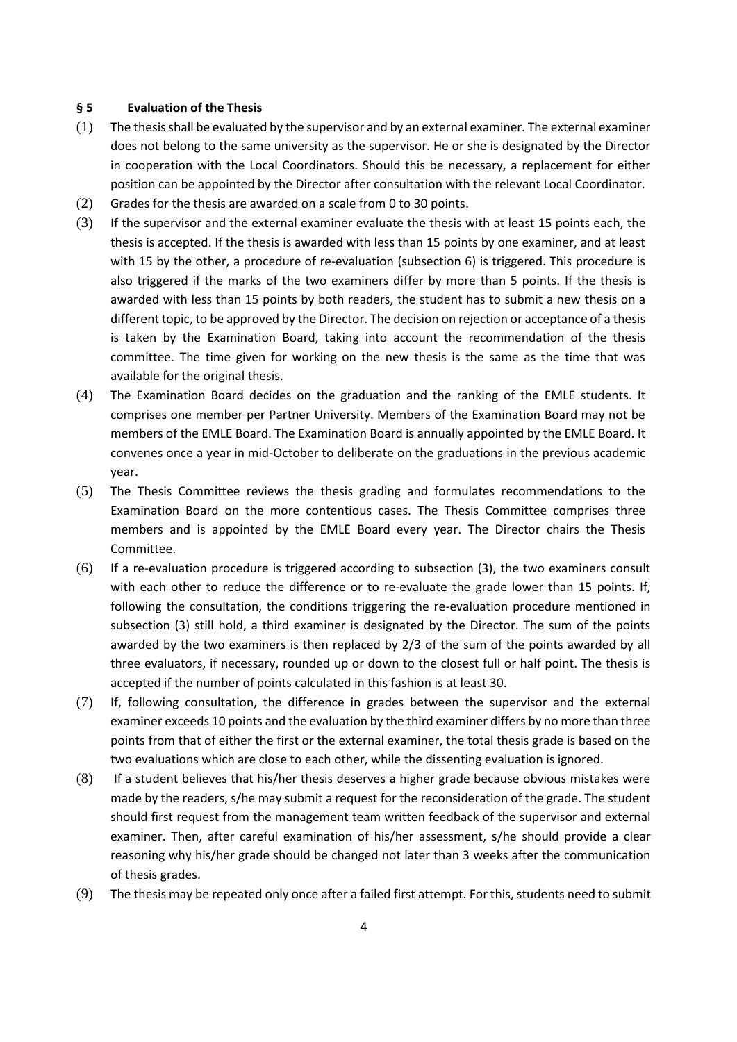## § 5 Evaluation of the Thesis

(1) The thesis shall be evaluated by the supervisor and by an external examiner. The external examiner does not belong to the same university as the supervisor. He or she is designated by the Director in cooperation with the Local Coordinators. Should this be necessary, a replacement for either position can be appointed by the Director after consultation with the relevant Local Coordinator.

(2) Grades for the thesis are awarded on a scale from 0 to 30 points.

(3) If the supervisor and the external examiner evaluate the thesis with at least 15 points each, the thesis is accepted. If the thesis is awarded with less than 15 points by one examiner, and at least with 15 by the other, a procedure of re-evaluation (subsection 6) is triggered. This procedure is also triggered if the marks of the two examiners differ by more than 5 points. If the thesis is awarded with less than 15 points by both readers, the student has to submit a new thesis on a different topic, to be approved by the Director. The decision on rejection or acceptance of a thesis is taken by the Examination Board, taking into account the recommendation of the thesis committee. The time given for working on the new thesis is the same as the time that was available for the original thesis.

(4) The Examination Board decides on the graduation and the ranking of the EMLE students. It comprises one member per Partner University. Members of the Examination Board may not be members of the EMLE Board. The Examination Board is annually appointed by the EMLE Board. It convenes once a year in mid-October to deliberate on the graduations in the previous academic year.

(5) The Thesis Committee reviews the thesis grading and formulates recommendations to the Examination Board on the more contentious cases. The Thesis Committee comprises three members and is appointed by the EMLE Board every year. The Director chairs the Thesis Committee.

(6) If a re-evaluation procedure is triggered according to subsection (3), the two examiners consult with each other to reduce the difference or to re-evaluate the grade lower than 15 points. If, following the consultation, the conditions triggering the re-evaluation procedure mentioned in subsection (3) still hold, a third examiner is designated by the Director. The sum of the points awarded by the two examiners is then replaced by 2/3 of the sum of the points awarded by all three evaluators, if necessary, rounded up or down to the closest full or half point. The thesis is accepted if the number of points calculated in this fashion is at least 30.

(7) If, following consultation, the difference in grades between the supervisor and the external examiner exceeds 10 points and the evaluation by the third examiner differs by no more than three points from that of either the first or the external examiner, the total thesis grade is based on the two evaluations which are close to each other, while the dissenting evaluation is ignored.

(8) If a student believes that his/her thesis deserves a higher grade because obvious mistakes were made by the readers, s/he may submit a request for the reconsideration of the grade. The student should first request from the management team written feedback of the supervisor and external examiner. Then, after careful examination of his/her assessment, s/he should provide a clear reasoning why his/her grade should be changed not later than 3 weeks after the communication of thesis grades.

(9) The thesis may be repeated only once after a failed first attempt. For this, students need to submit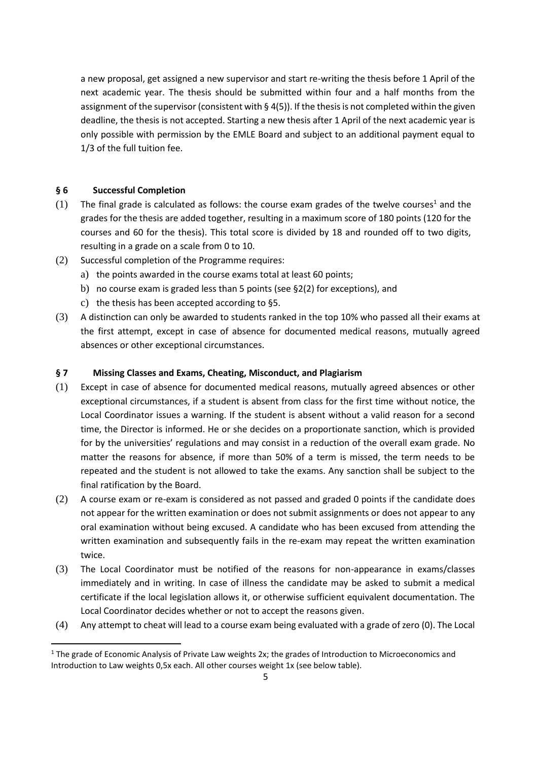a new proposal, get assigned a new supervisor and start re-writing the thesis before 1 April of the next academic year. The thesis should be submitted within four and a half months from the assignment of the supervisor (consistent with § 4(5)). If the thesis is not completed within the given deadline, the thesis is not accepted. Starting a new thesis after 1 April of the next academic year is only possible with permission by the EMLE Board and subject to an additional payment equal to 1/3 of the full tuition fee.

## § 6 Successful Completion

(1) The final grade is calculated as follows: the course exam grades of the twelve courses[1] and the grades for the thesis are added together, resulting in a maximum score of 180 points (120 for the courses and 60 for the thesis). This total score is divided by 18 and rounded off to two digits, resulting in a grade on a scale from 0 to 10.

(2) Successful completion of the Programme requires:
   a) the points awarded in the course exams total at least 60 points;
   b) no course exam is graded less than 5 points (see §2(2) for exceptions), and
   c) the thesis has been accepted according to §5.

(3) A distinction can only be awarded to students ranked in the top 10% who passed all their exams at the first attempt, except in case of absence for documented medical reasons, mutually agreed absences or other exceptional circumstances.

## § 7 Missing Classes and Exams, Cheating, Misconduct, and Plagiarism

(1) Except in case of absence for documented medical reasons, mutually agreed absences or other exceptional circumstances, if a student is absent from class for the first time without notice, the Local Coordinator issues a warning. If the student is absent without a valid reason for a second time, the Director is informed. He or she decides on a proportionate sanction, which is provided for by the universities' regulations and may consist in a reduction of the overall exam grade. No matter the reasons for absence, if more than 50% of a term is missed, the term needs to be repeated and the student is not allowed to take the exams. Any sanction shall be subject to the final ratification by the Board.

(2) A course exam or re-exam is considered as not passed and graded 0 points if the candidate does not appear for the written examination or does not submit assignments or does not appear to any oral examination without being excused. A candidate who has been excused from attending the written examination and subsequently fails in the re-exam may repeat the written examination twice.

(3) The Local Coordinator must be notified of the reasons for non-appearance in exams/classes immediately and in writing. In case of illness the candidate may be asked to submit a medical certificate if the local legislation allows it, or otherwise sufficient equivalent documentation. The Local Coordinator decides whether or not to accept the reasons given.

(4) Any attempt to cheat will lead to a course exam being evaluated with a grade of zero (0). The Local

---

[1] The grade of Economic Analysis of Private Law weights 2x; the grades of Introduction to Microeconomics and Introduction to Law weights 0,5x each. All other courses weight 1x (see below table).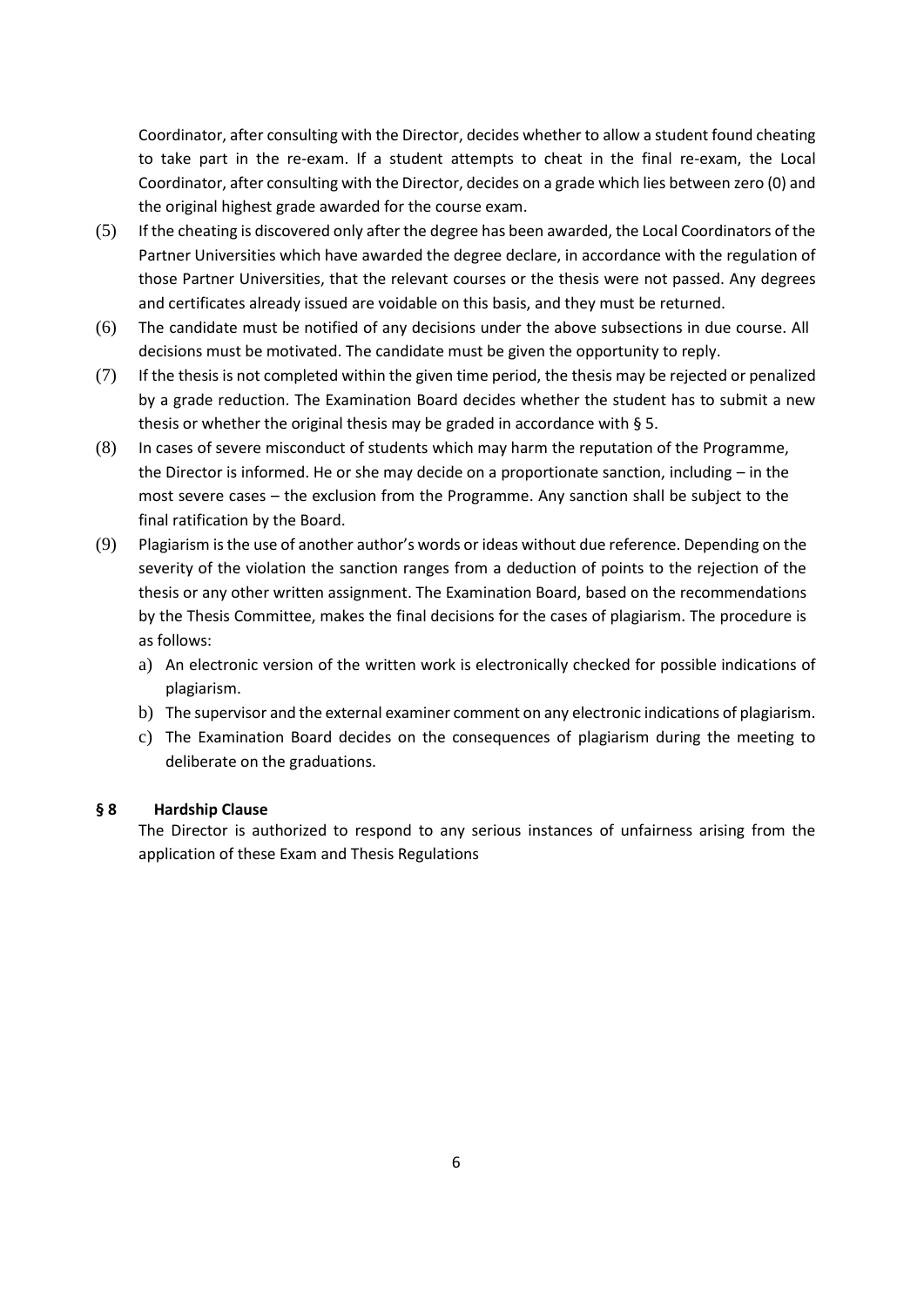Coordinator, after consulting with the Director, decides whether to allow a student found cheating to take part in the re-exam. If a student attempts to cheat in the final re-exam, the Local Coordinator, after consulting with the Director, decides on a grade which lies between zero (0) and the original highest grade awarded for the course exam.

(5) If the cheating is discovered only after the degree has been awarded, the Local Coordinators of the Partner Universities which have awarded the degree declare, in accordance with the regulation of those Partner Universities, that the relevant courses or the thesis were not passed. Any degrees and certificates already issued are voidable on this basis, and they must be returned.

(6) The candidate must be notified of any decisions under the above subsections in due course. All decisions must be motivated. The candidate must be given the opportunity to reply.

(7) If the thesis is not completed within the given time period, the thesis may be rejected or penalized by a grade reduction. The Examination Board decides whether the student has to submit a new thesis or whether the original thesis may be graded in accordance with § 5.

(8) In cases of severe misconduct of students which may harm the reputation of the Programme, the Director is informed. He or she may decide on a proportionate sanction, including – in the most severe cases – the exclusion from the Programme. Any sanction shall be subject to the final ratification by the Board.

(9) Plagiarism is the use of another author's words or ideas without due reference. Depending on the severity of the violation the sanction ranges from a deduction of points to the rejection of the thesis or any other written assignment. The Examination Board, based on the recommendations by the Thesis Committee, makes the final decisions for the cases of plagiarism. The procedure is as follows:

   a) An electronic version of the written work is electronically checked for possible indications of plagiarism.
   b) The supervisor and the external examiner comment on any electronic indications of plagiarism.
   c) The Examination Board decides on the consequences of plagiarism during the meeting to deliberate on the graduations.

## § 8 Hardship Clause

The Director is authorized to respond to any serious instances of unfairness arising from the application of these Exam and Thesis Regulations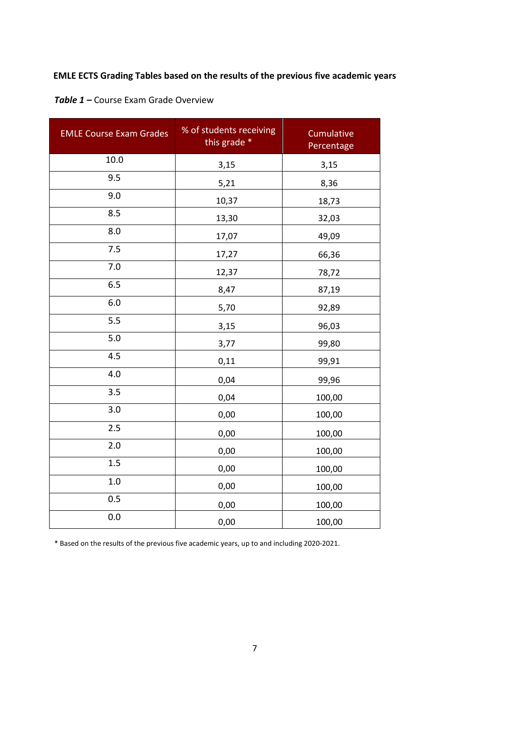**EMLE ECTS Grading Tables based on the results of the previous five academic years**

***Table 1 –*** Course Exam Grade Overview

| EMLE Course Exam Grades | % of students receiving this grade * | Cumulative Percentage |
|---|---|---|
| 10.0 | 3,15 | 3,15 |
| 9.5 | 5,21 | 8,36 |
| 9.0 | 10,37 | 18,73 |
| 8.5 | 13,30 | 32,03 |
| 8.0 | 17,07 | 49,09 |
| 7.5 | 17,27 | 66,36 |
| 7.0 | 12,37 | 78,72 |
| 6.5 | 8,47 | 87,19 |
| 6.0 | 5,70 | 92,89 |
| 5.5 | 3,15 | 96,03 |
| 5.0 | 3,77 | 99,80 |
| 4.5 | 0,11 | 99,91 |
| 4.0 | 0,04 | 99,96 |
| 3.5 | 0,04 | 100,00 |
| 3.0 | 0,00 | 100,00 |
| 2.5 | 0,00 | 100,00 |
| 2.0 | 0,00 | 100,00 |
| 1.5 | 0,00 | 100,00 |
| 1.0 | 0,00 | 100,00 |
| 0.5 | 0,00 | 100,00 |
| 0.0 | 0,00 | 100,00 |

* Based on the results of the previous five academic years, up to and including 2020-2021.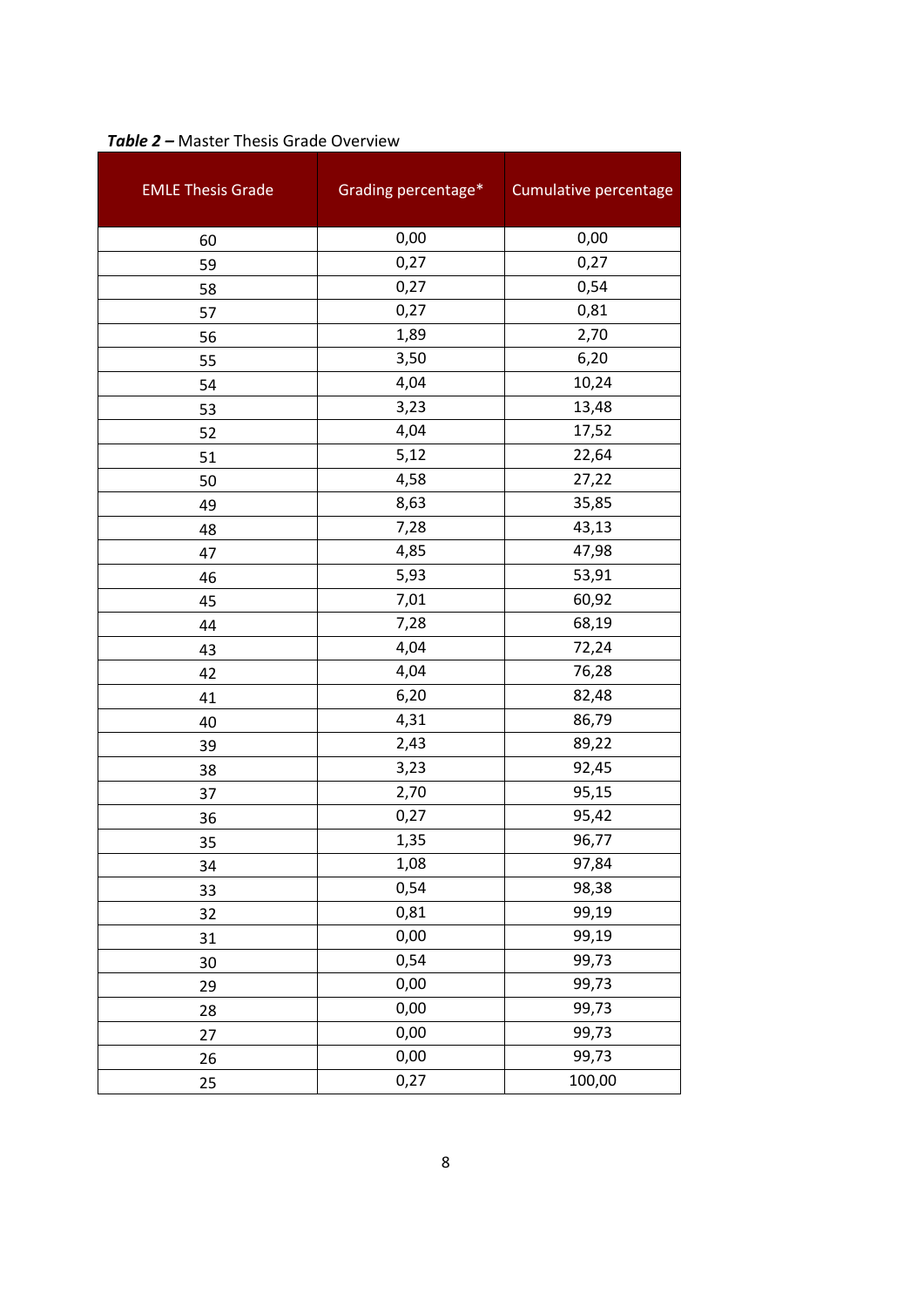***Table 2 –*** Master Thesis Grade Overview

| EMLE Thesis Grade | Grading percentage* | Cumulative percentage |
|---|---|---|
| 60 | 0,00 | 0,00 |
| 59 | 0,27 | 0,27 |
| 58 | 0,27 | 0,54 |
| 57 | 0,27 | 0,81 |
| 56 | 1,89 | 2,70 |
| 55 | 3,50 | 6,20 |
| 54 | 4,04 | 10,24 |
| 53 | 3,23 | 13,48 |
| 52 | 4,04 | 17,52 |
| 51 | 5,12 | 22,64 |
| 50 | 4,58 | 27,22 |
| 49 | 8,63 | 35,85 |
| 48 | 7,28 | 43,13 |
| 47 | 4,85 | 47,98 |
| 46 | 5,93 | 53,91 |
| 45 | 7,01 | 60,92 |
| 44 | 7,28 | 68,19 |
| 43 | 4,04 | 72,24 |
| 42 | 4,04 | 76,28 |
| 41 | 6,20 | 82,48 |
| 40 | 4,31 | 86,79 |
| 39 | 2,43 | 89,22 |
| 38 | 3,23 | 92,45 |
| 37 | 2,70 | 95,15 |
| 36 | 0,27 | 95,42 |
| 35 | 1,35 | 96,77 |
| 34 | 1,08 | 97,84 |
| 33 | 0,54 | 98,38 |
| 32 | 0,81 | 99,19 |
| 31 | 0,00 | 99,19 |
| 30 | 0,54 | 99,73 |
| 29 | 0,00 | 99,73 |
| 28 | 0,00 | 99,73 |
| 27 | 0,00 | 99,73 |
| 26 | 0,00 | 99,73 |
| 25 | 0,27 | 100,00 |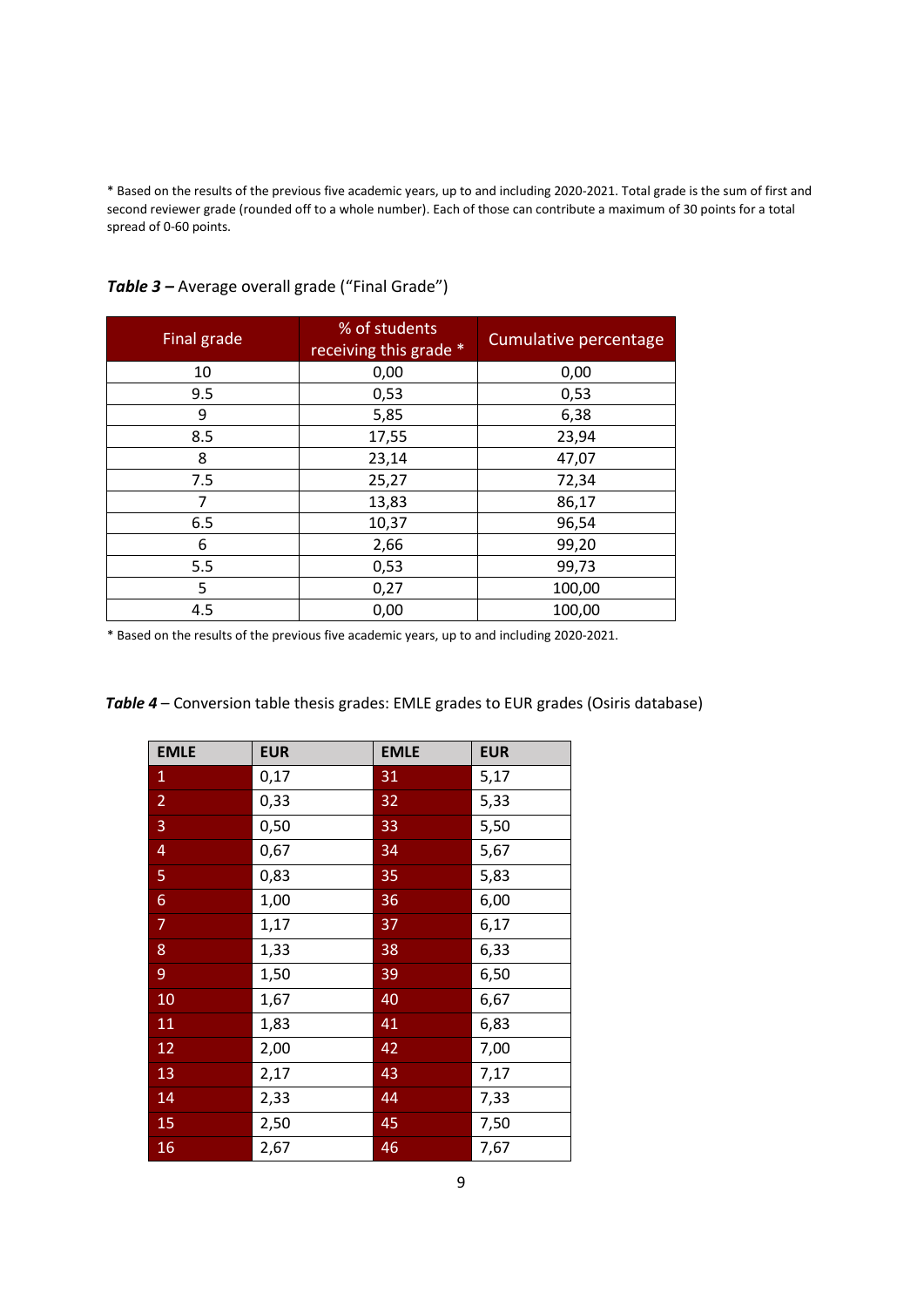* Based on the results of the previous five academic years, up to and including 2020-2021. Total grade is the sum of first and second reviewer grade (rounded off to a whole number). Each of those can contribute a maximum of 30 points for a total spread of 0-60 points.

***Table 3 –*** Average overall grade ("Final Grade")

| Final grade | % of students receiving this grade * | Cumulative percentage |
|---|---|---|
| 10 | 0,00 | 0,00 |
| 9.5 | 0,53 | 0,53 |
| 9 | 5,85 | 6,38 |
| 8.5 | 17,55 | 23,94 |
| 8 | 23,14 | 47,07 |
| 7.5 | 25,27 | 72,34 |
| 7 | 13,83 | 86,17 |
| 6.5 | 10,37 | 96,54 |
| 6 | 2,66 | 99,20 |
| 5.5 | 0,53 | 99,73 |
| 5 | 0,27 | 100,00 |
| 4.5 | 0,00 | 100,00 |

* Based on the results of the previous five academic years, up to and including 2020-2021.

***Table 4*** – Conversion table thesis grades: EMLE grades to EUR grades (Osiris database)

| EMLE | EUR | EMLE | EUR |
|---|---|---|---|
| 1 | 0,17 | 31 | 5,17 |
| 2 | 0,33 | 32 | 5,33 |
| 3 | 0,50 | 33 | 5,50 |
| 4 | 0,67 | 34 | 5,67 |
| 5 | 0,83 | 35 | 5,83 |
| 6 | 1,00 | 36 | 6,00 |
| 7 | 1,17 | 37 | 6,17 |
| 8 | 1,33 | 38 | 6,33 |
| 9 | 1,50 | 39 | 6,50 |
| 10 | 1,67 | 40 | 6,67 |
| 11 | 1,83 | 41 | 6,83 |
| 12 | 2,00 | 42 | 7,00 |
| 13 | 2,17 | 43 | 7,17 |
| 14 | 2,33 | 44 | 7,33 |
| 15 | 2,50 | 45 | 7,50 |
| 16 | 2,67 | 46 | 7,67 |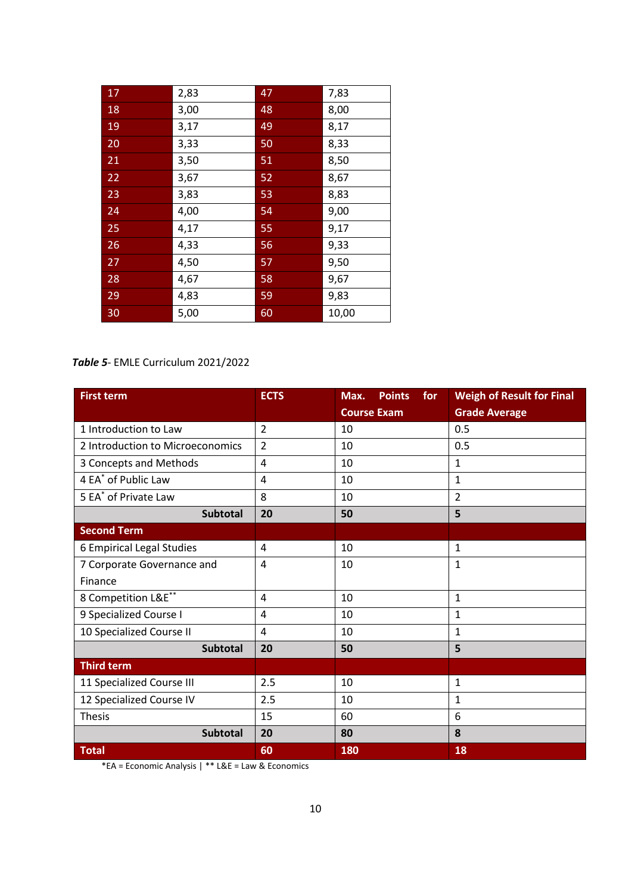| | | | |
|---|---|---|---|
| 17 | 2,83 | 47 | 7,83 |
| 18 | 3,00 | 48 | 8,00 |
| 19 | 3,17 | 49 | 8,17 |
| 20 | 3,33 | 50 | 8,33 |
| 21 | 3,50 | 51 | 8,50 |
| 22 | 3,67 | 52 | 8,67 |
| 23 | 3,83 | 53 | 8,83 |
| 24 | 4,00 | 54 | 9,00 |
| 25 | 4,17 | 55 | 9,17 |
| 26 | 4,33 | 56 | 9,33 |
| 27 | 4,50 | 57 | 9,50 |
| 28 | 4,67 | 58 | 9,67 |
| 29 | 4,83 | 59 | 9,83 |
| 30 | 5,00 | 60 | 10,00 |

***Table 5***- EMLE Curriculum 2021/2022

| First term | ECTS | Max. Points for Course Exam | Weigh of Result for Final Grade Average |
|---|---|---|---|
| 1 Introduction to Law | 2 | 10 | 0.5 |
| 2 Introduction to Microeconomics | 2 | 10 | 0.5 |
| 3 Concepts and Methods | 4 | 10 | 1 |
| 4 EA* of Public Law | 4 | 10 | 1 |
| 5 EA* of Private Law | 8 | 10 | 2 |
| **Subtotal** | **20** | **50** | **5** |
| **Second Term** | | | |
| 6 Empirical Legal Studies | 4 | 10 | 1 |
| 7 Corporate Governance and Finance | 4 | 10 | 1 |
| 8 Competition L&E** | 4 | 10 | 1 |
| 9 Specialized Course I | 4 | 10 | 1 |
| 10 Specialized Course II | 4 | 10 | 1 |
| **Subtotal** | **20** | **50** | **5** |
| **Third term** | | | |
| 11 Specialized Course III | 2.5 | 10 | 1 |
| 12 Specialized Course IV | 2.5 | 10 | 1 |
| Thesis | 15 | 60 | 6 |
| **Subtotal** | **20** | **80** | **8** |
| **Total** | **60** | **180** | **18** |

*EA = Economic Analysis | ** L&E = Law & Economics